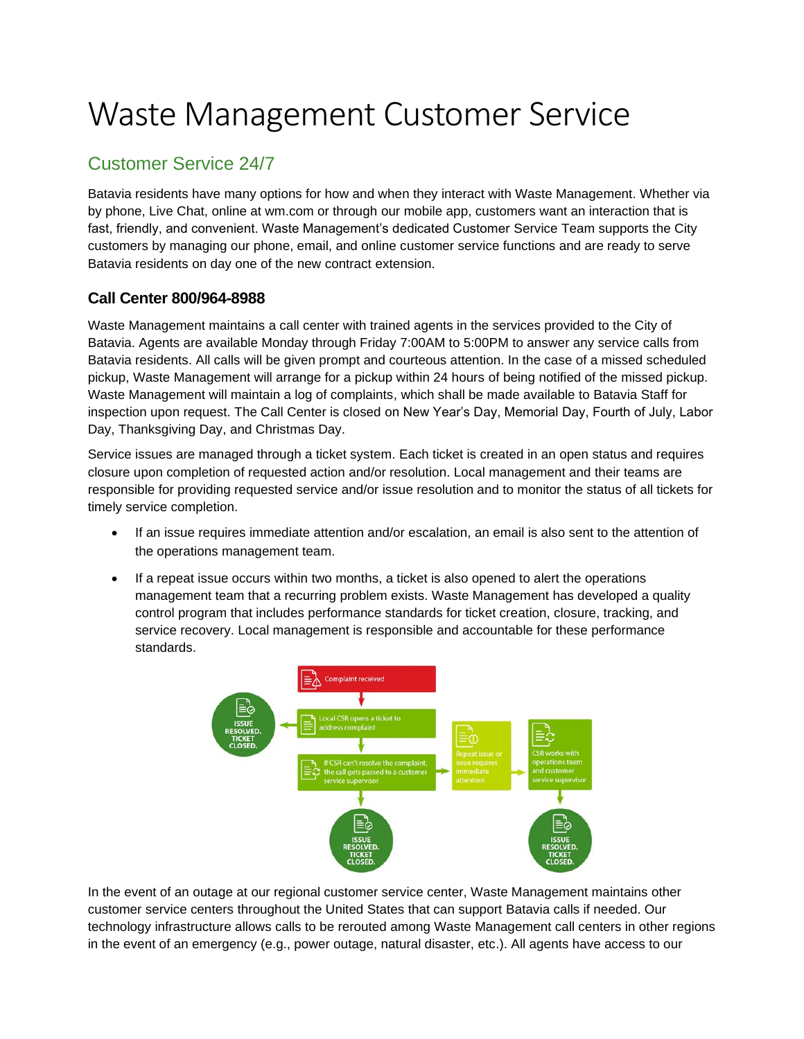# Waste Management Customer Service

## Customer Service 24/7

Batavia residents have many options for how and when they interact with Waste Management. Whether via by phone, Live Chat, online at wm.com or through our mobile app, customers want an interaction that is fast, friendly, and convenient. Waste Management's dedicated Customer Service Team supports the City customers by managing our phone, email, and online customer service functions and are ready to serve Batavia residents on day one of the new contract extension.

### Call Center 800/964-8988

Waste Management maintains a call center with trained agents in the services provided to the City of Batavia. Agents are available Monday through Friday 7:00AM to 5:00PM to answer any service calls from Batavia residents. All calls will be given prompt and courteous attention. In the case of a missed scheduled pickup, Waste Management will arrange for a pickup within 24 hours of being notified of the missed pickup. Waste Management will maintain a log of complaints, which shall be made available to Batavia Staff for inspection upon request. The Call Center is closed on New Year's Day, Memorial Day, Fourth of July, Labor Day, Thanksgiving Day, and Christmas Day.

Service issues are managed through a ticket system. Each ticket is created in an open status and requires closure upon completion of requested action and/or resolution. Local management and their teams are responsible for providing requested service and/or issue resolution and to monitor the status of all tickets for timely service completion.

- If an issue requires immediate attention and/or escalation, an email is also sent to the attention of the operations management team.
- If a repeat issue occurs within two months, a ticket is also opened to alert the operations management team that a recurring problem exists. Waste Management has developed a quality control program that includes performance standards for ticket creation, closure, tracking, and service recovery. Local management is responsible and accountable for these performance standards.

Complaint received → Local CSR opens a ticket to address complaint → ISSUE RESOLVED. TICKET CLOSED.

If CSR can't resolve the complaint, the call gets passed to a customer service supervisor → ISSUE RESOLVED. TICKET CLOSED.

Repeat issue or issue requires immediate attention → CSR works with operations team and customer service supervisor → ISSUE RESOLVED. TICKET CLOSED.

In the event of an outage at our regional customer service center, Waste Management maintains other customer service centers throughout the United States that can support Batavia calls if needed. Our technology infrastructure allows calls to be rerouted among Waste Management call centers in other regions in the event of an emergency (e.g., power outage, natural disaster, etc.). All agents have access to our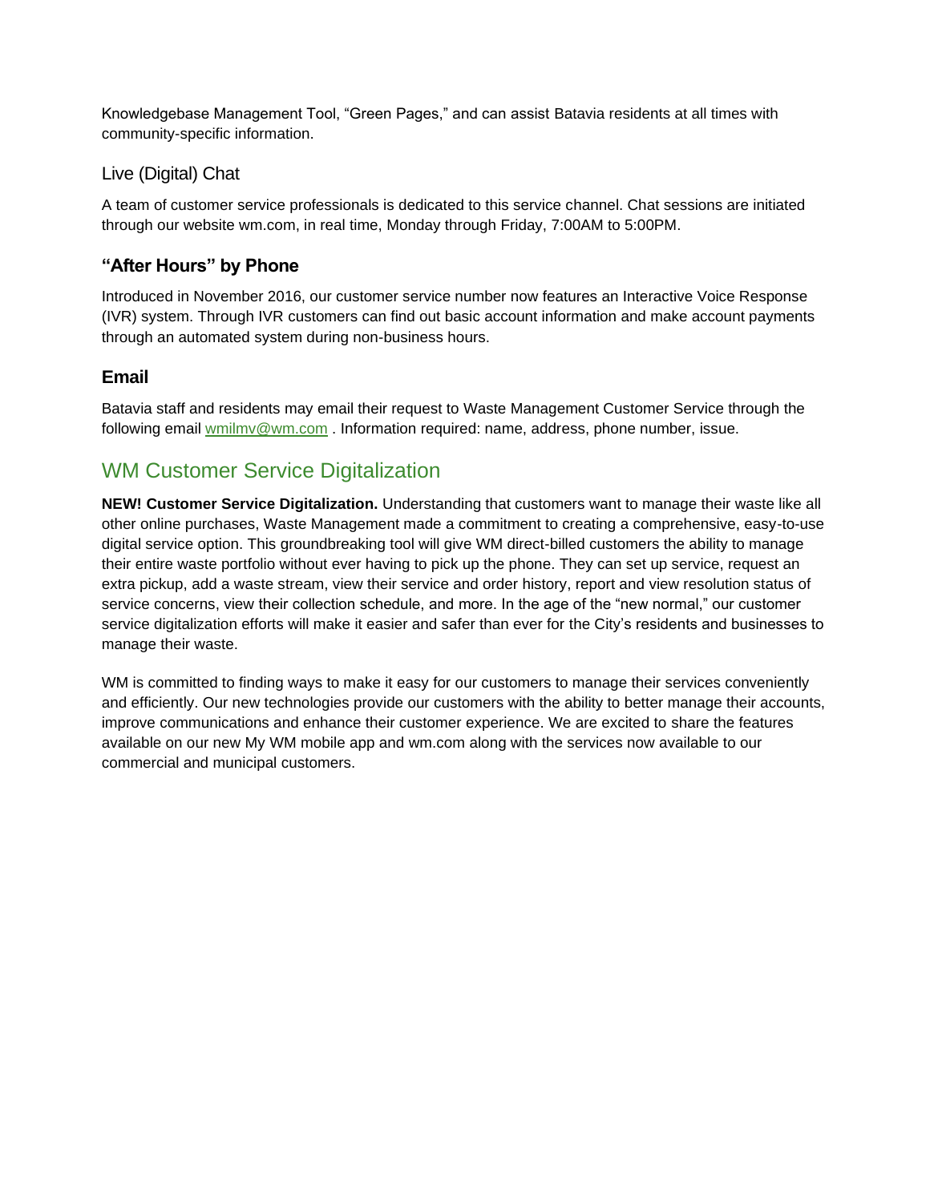Knowledgebase Management Tool, "Green Pages," and can assist Batavia residents at all times with community-specific information.

### Live (Digital) Chat

A team of customer service professionals is dedicated to this service channel. Chat sessions are initiated through our website wm.com, in real time, Monday through Friday, 7:00AM to 5:00PM.

### "After Hours" by Phone

Introduced in November 2016, our customer service number now features an Interactive Voice Response (IVR) system. Through IVR customers can find out basic account information and make account payments through an automated system during non-business hours.

### Email

Batavia staff and residents may email their request to Waste Management Customer Service through the following email wmilmv@wm.com . Information required: name, address, phone number, issue.

## WM Customer Service Digitalization

**NEW! Customer Service Digitalization.** Understanding that customers want to manage their waste like all other online purchases, Waste Management made a commitment to creating a comprehensive, easy-to-use digital service option. This groundbreaking tool will give WM direct-billed customers the ability to manage their entire waste portfolio without ever having to pick up the phone. They can set up service, request an extra pickup, add a waste stream, view their service and order history, report and view resolution status of service concerns, view their collection schedule, and more. In the age of the "new normal," our customer service digitalization efforts will make it easier and safer than ever for the City's residents and businesses to manage their waste.

WM is committed to finding ways to make it easy for our customers to manage their services conveniently and efficiently. Our new technologies provide our customers with the ability to better manage their accounts, improve communications and enhance their customer experience. We are excited to share the features available on our new My WM mobile app and wm.com along with the services now available to our commercial and municipal customers.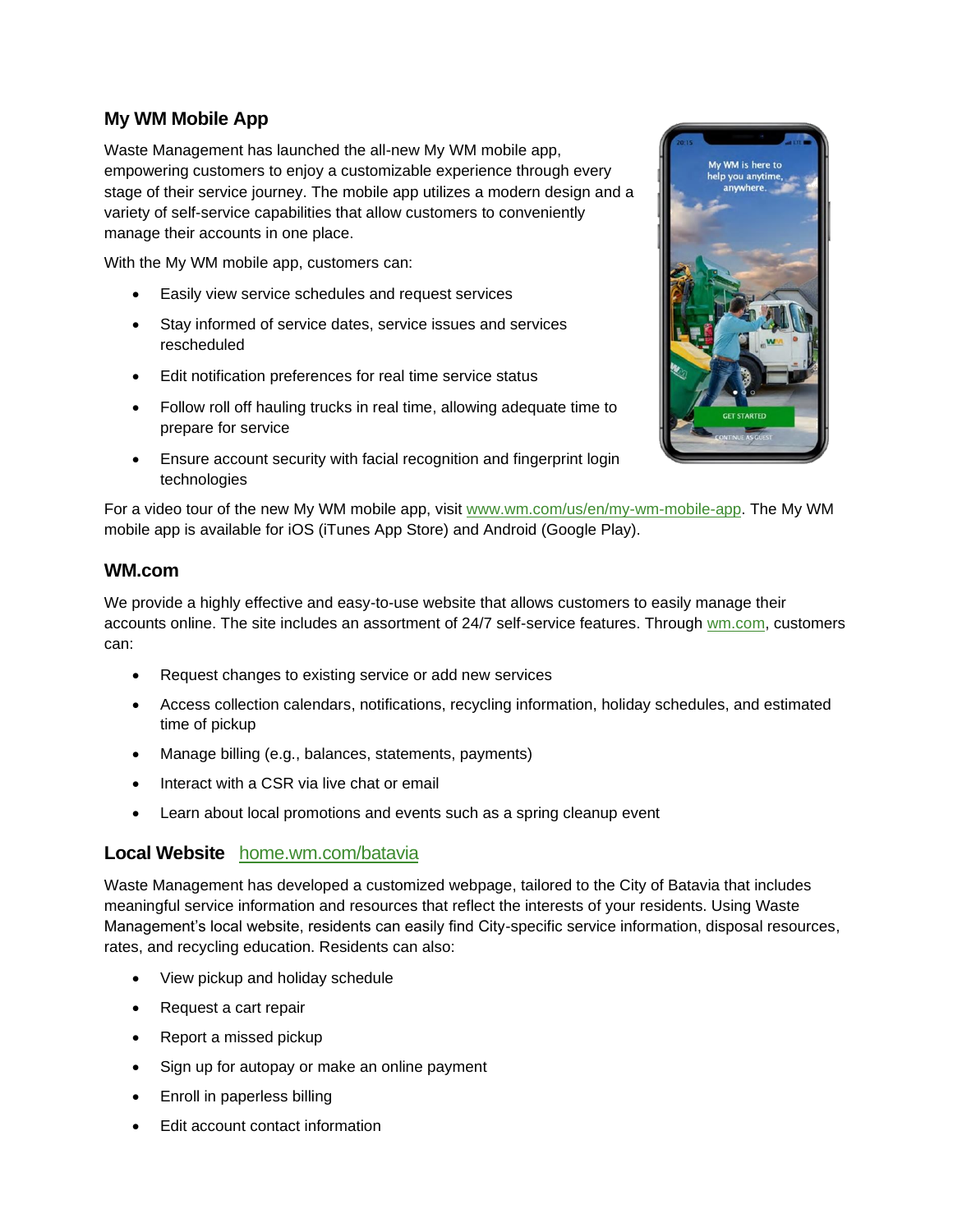## My WM Mobile App

Waste Management has launched the all-new My WM mobile app, empowering customers to enjoy a customizable experience through every stage of their service journey. The mobile app utilizes a modern design and a variety of self-service capabilities that allow customers to conveniently manage their accounts in one place.

With the My WM mobile app, customers can:

- Easily view service schedules and request services
- Stay informed of service dates, service issues and services rescheduled
- Edit notification preferences for real time service status
- Follow roll off hauling trucks in real time, allowing adequate time to prepare for service
- Ensure account security with facial recognition and fingerprint login technologies

For a video tour of the new My WM mobile app, visit www.wm.com/us/en/my-wm-mobile-app. The My WM mobile app is available for iOS (iTunes App Store) and Android (Google Play).

## WM.com

We provide a highly effective and easy-to-use website that allows customers to easily manage their accounts online. The site includes an assortment of 24/7 self-service features. Through wm.com, customers can:

- Request changes to existing service or add new services
- Access collection calendars, notifications, recycling information, holiday schedules, and estimated time of pickup
- Manage billing (e.g., balances, statements, payments)
- Interact with a CSR via live chat or email
- Learn about local promotions and events such as a spring cleanup event

## Local Website home.wm.com/batavia

Waste Management has developed a customized webpage, tailored to the City of Batavia that includes meaningful service information and resources that reflect the interests of your residents. Using Waste Management's local website, residents can easily find City-specific service information, disposal resources, rates, and recycling education. Residents can also:

- View pickup and holiday schedule
- Request a cart repair
- Report a missed pickup
- Sign up for autopay or make an online payment
- Enroll in paperless billing
- Edit account contact information